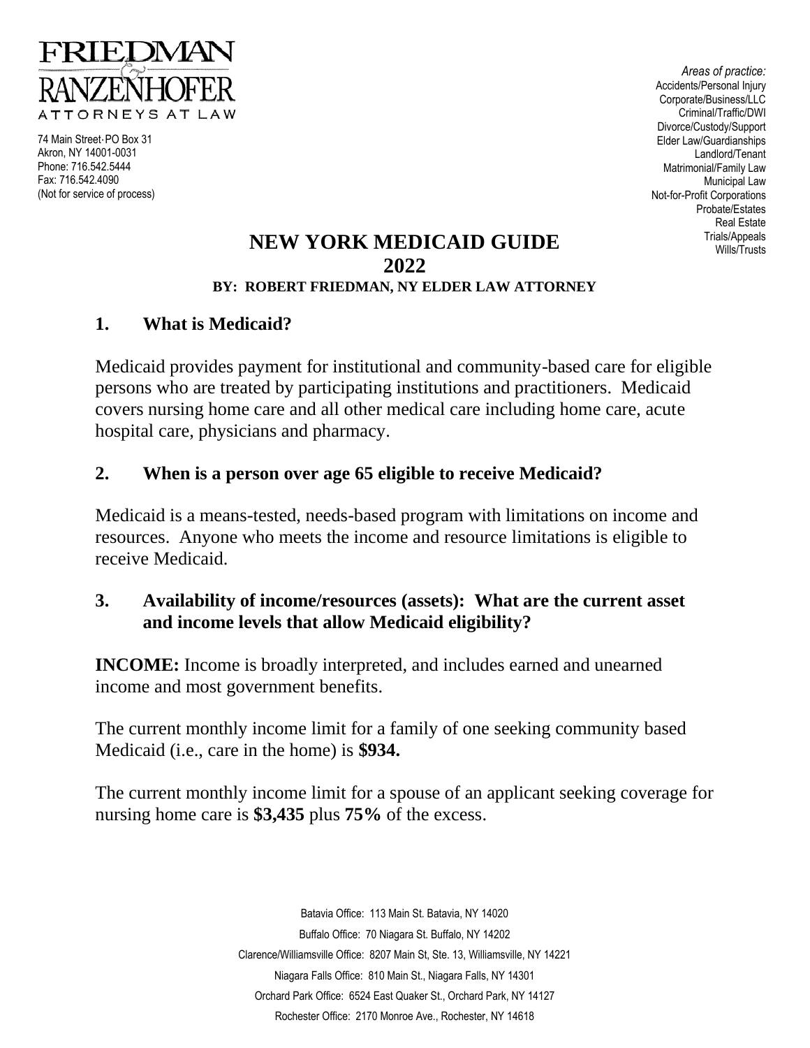FRIEDMAN & RANZENHOFER
ATTORNEYS AT LAW

74 Main Street·PO Box 31
Akron, NY 14001-0031
Phone: 716.542.5444
Fax: 716.542.4090
(Not for service of process)

*Areas of practice:*
Accidents/Personal Injury
Corporate/Business/LLC
Criminal/Traffic/DWI
Divorce/Custody/Support
Elder Law/Guardianships
Landlord/Tenant
Matrimonial/Family Law
Municipal Law
Not-for-Profit Corporations
Probate/Estates
Real Estate
Trials/Appeals
Wills/Trusts

# NEW YORK MEDICAID GUIDE 2022

**BY: ROBERT FRIEDMAN, NY ELDER LAW ATTORNEY**

## 1. What is Medicaid?

Medicaid provides payment for institutional and community-based care for eligible persons who are treated by participating institutions and practitioners. Medicaid covers nursing home care and all other medical care including home care, acute hospital care, physicians and pharmacy.

## 2. When is a person over age 65 eligible to receive Medicaid?

Medicaid is a means-tested, needs-based program with limitations on income and resources. Anyone who meets the income and resource limitations is eligible to receive Medicaid.

## 3. Availability of income/resources (assets): What are the current asset and income levels that allow Medicaid eligibility?

**INCOME:** Income is broadly interpreted, and includes earned and unearned income and most government benefits.

The current monthly income limit for a family of one seeking community based Medicaid (i.e., care in the home) is **$934.**

The current monthly income limit for a spouse of an applicant seeking coverage for nursing home care is **$3,435** plus **75%** of the excess.

Batavia Office: 113 Main St. Batavia, NY 14020
Buffalo Office: 70 Niagara St. Buffalo, NY 14202
Clarence/Williamsville Office: 8207 Main St, Ste. 13, Williamsville, NY 14221
Niagara Falls Office: 810 Main St., Niagara Falls, NY 14301
Orchard Park Office: 6524 East Quaker St., Orchard Park, NY 14127
Rochester Office: 2170 Monroe Ave., Rochester, NY 14618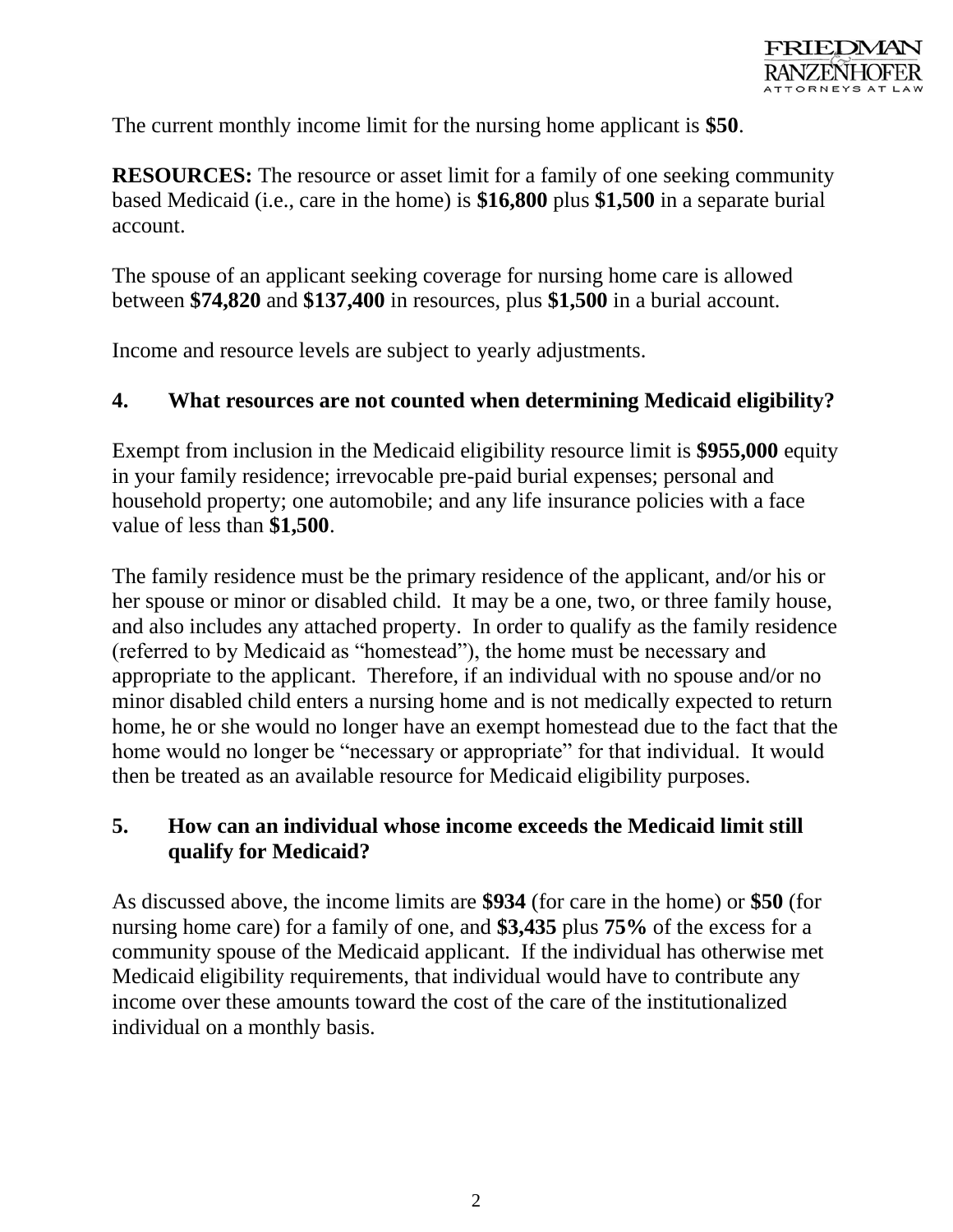The current monthly income limit for the nursing home applicant is **$50**.

**RESOURCES:** The resource or asset limit for a family of one seeking community based Medicaid (i.e., care in the home) is **$16,800** plus **$1,500** in a separate burial account.

The spouse of an applicant seeking coverage for nursing home care is allowed between **$74,820** and **$137,400** in resources, plus **$1,500** in a burial account.

Income and resource levels are subject to yearly adjustments.

### 4. What resources are not counted when determining Medicaid eligibility?

Exempt from inclusion in the Medicaid eligibility resource limit is **$955,000** equity in your family residence; irrevocable pre-paid burial expenses; personal and household property; one automobile; and any life insurance policies with a face value of less than **$1,500**.

The family residence must be the primary residence of the applicant, and/or his or her spouse or minor or disabled child. It may be a one, two, or three family house, and also includes any attached property. In order to qualify as the family residence (referred to by Medicaid as "homestead"), the home must be necessary and appropriate to the applicant. Therefore, if an individual with no spouse and/or no minor disabled child enters a nursing home and is not medically expected to return home, he or she would no longer have an exempt homestead due to the fact that the home would no longer be "necessary or appropriate" for that individual. It would then be treated as an available resource for Medicaid eligibility purposes.

### 5. How can an individual whose income exceeds the Medicaid limit still qualify for Medicaid?

As discussed above, the income limits are **$934** (for care in the home) or **$50** (for nursing home care) for a family of one, and **$3,435** plus **75%** of the excess for a community spouse of the Medicaid applicant. If the individual has otherwise met Medicaid eligibility requirements, that individual would have to contribute any income over these amounts toward the cost of the care of the institutionalized individual on a monthly basis.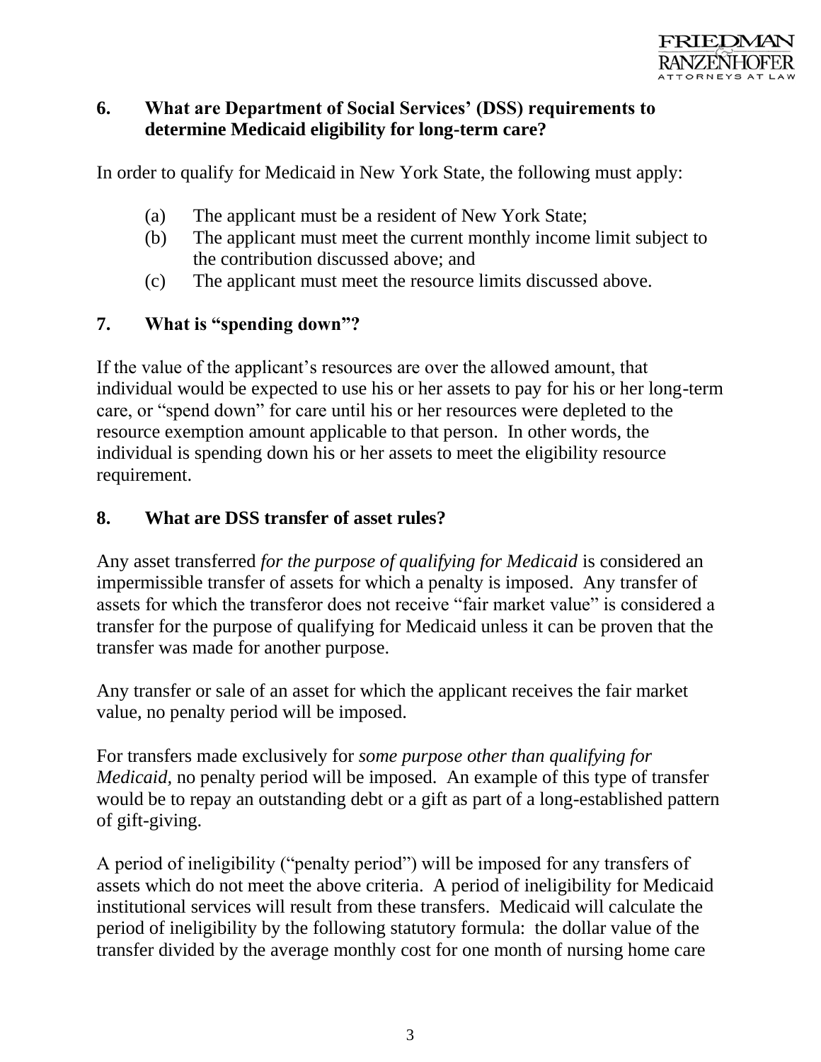### 6. What are Department of Social Services' (DSS) requirements to determine Medicaid eligibility for long-term care?

In order to qualify for Medicaid in New York State, the following must apply:

(a) The applicant must be a resident of New York State;
(b) The applicant must meet the current monthly income limit subject to the contribution discussed above; and
(c) The applicant must meet the resource limits discussed above.

### 7. What is "spending down"?

If the value of the applicant's resources are over the allowed amount, that individual would be expected to use his or her assets to pay for his or her long-term care, or "spend down" for care until his or her resources were depleted to the resource exemption amount applicable to that person. In other words, the individual is spending down his or her assets to meet the eligibility resource requirement.

### 8. What are DSS transfer of asset rules?

Any asset transferred *for the purpose of qualifying for Medicaid* is considered an impermissible transfer of assets for which a penalty is imposed. Any transfer of assets for which the transferor does not receive "fair market value" is considered a transfer for the purpose of qualifying for Medicaid unless it can be proven that the transfer was made for another purpose.

Any transfer or sale of an asset for which the applicant receives the fair market value, no penalty period will be imposed.

For transfers made exclusively for *some purpose other than qualifying for Medicaid,* no penalty period will be imposed. An example of this type of transfer would be to repay an outstanding debt or a gift as part of a long-established pattern of gift-giving.

A period of ineligibility ("penalty period") will be imposed for any transfers of assets which do not meet the above criteria. A period of ineligibility for Medicaid institutional services will result from these transfers. Medicaid will calculate the period of ineligibility by the following statutory formula: the dollar value of the transfer divided by the average monthly cost for one month of nursing home care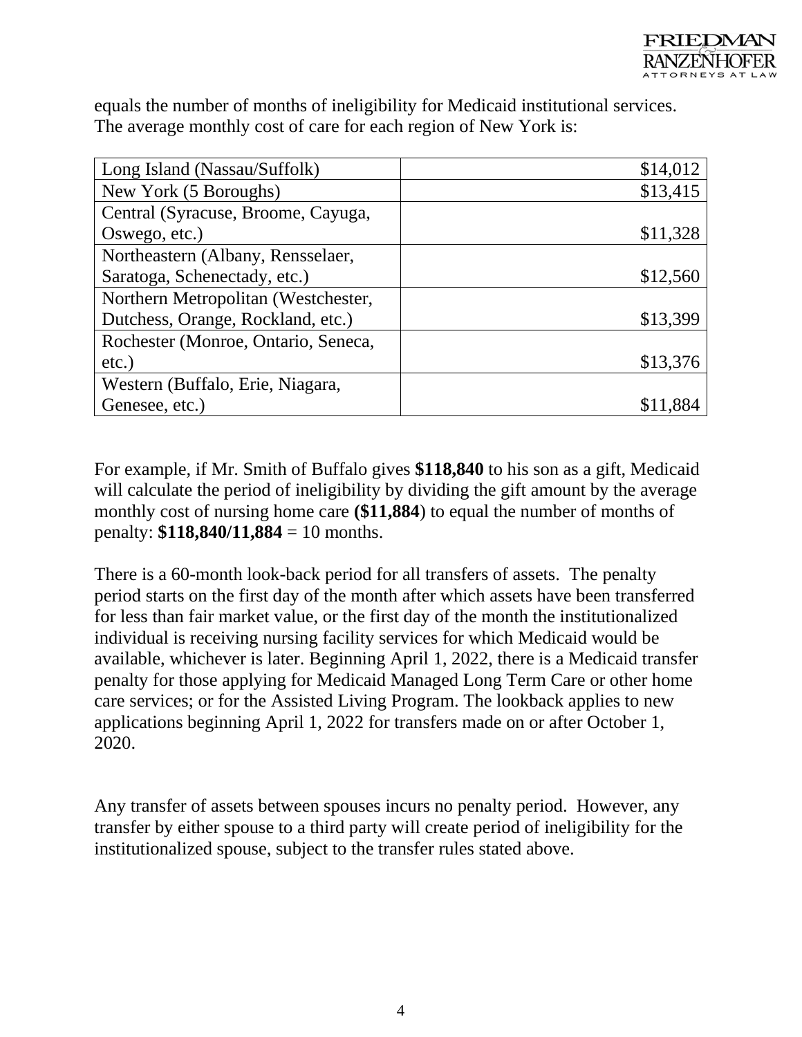equals the number of months of ineligibility for Medicaid institutional services. The average monthly cost of care for each region of New York is:

| | |
|---|---:|
| Long Island (Nassau/Suffolk) | $14,012 |
| New York (5 Boroughs) | $13,415 |
| Central (Syracuse, Broome, Cayuga, Oswego, etc.) | $11,328 |
| Northeastern (Albany, Rensselaer, Saratoga, Schenectady, etc.) | $12,560 |
| Northern Metropolitan (Westchester, Dutchess, Orange, Rockland, etc.) | $13,399 |
| Rochester (Monroe, Ontario, Seneca, etc.) | $13,376 |
| Western (Buffalo, Erie, Niagara, Genesee, etc.) | $11,884 |

For example, if Mr. Smith of Buffalo gives **$118,840** to his son as a gift, Medicaid will calculate the period of ineligibility by dividing the gift amount by the average monthly cost of nursing home care **($11,884**) to equal the number of months of penalty: **$118,840/11,884** = 10 months.

There is a 60-month look-back period for all transfers of assets. The penalty period starts on the first day of the month after which assets have been transferred for less than fair market value, or the first day of the month the institutionalized individual is receiving nursing facility services for which Medicaid would be available, whichever is later. Beginning April 1, 2022, there is a Medicaid transfer penalty for those applying for Medicaid Managed Long Term Care or other home care services; or for the Assisted Living Program. The lookback applies to new applications beginning April 1, 2022 for transfers made on or after October 1, 2020.

Any transfer of assets between spouses incurs no penalty period. However, any transfer by either spouse to a third party will create period of ineligibility for the institutionalized spouse, subject to the transfer rules stated above.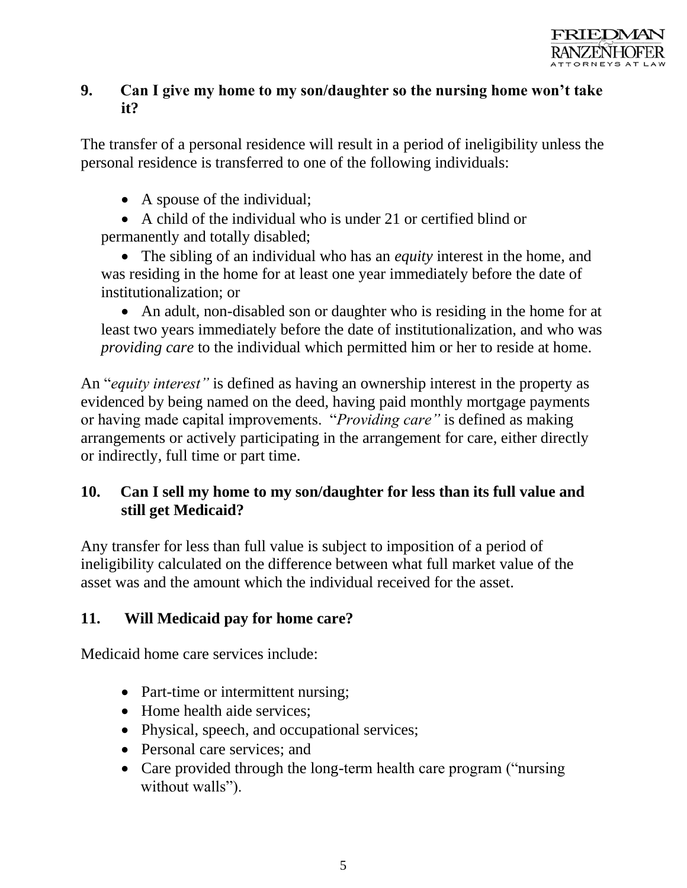### 9. Can I give my home to my son/daughter so the nursing home won't take it?

The transfer of a personal residence will result in a period of ineligibility unless the personal residence is transferred to one of the following individuals:

- A spouse of the individual;
- A child of the individual who is under 21 or certified blind or permanently and totally disabled;
- The sibling of an individual who has an *equity* interest in the home, and was residing in the home for at least one year immediately before the date of institutionalization; or
- An adult, non-disabled son or daughter who is residing in the home for at least two years immediately before the date of institutionalization, and who was *providing care* to the individual which permitted him or her to reside at home.

An "*equity interest"* is defined as having an ownership interest in the property as evidenced by being named on the deed, having paid monthly mortgage payments or having made capital improvements. "*Providing care"* is defined as making arrangements or actively participating in the arrangement for care, either directly or indirectly, full time or part time.

### 10. Can I sell my home to my son/daughter for less than its full value and still get Medicaid?

Any transfer for less than full value is subject to imposition of a period of ineligibility calculated on the difference between what full market value of the asset was and the amount which the individual received for the asset.

### 11. Will Medicaid pay for home care?

Medicaid home care services include:

- Part-time or intermittent nursing;
- Home health aide services;
- Physical, speech, and occupational services;
- Personal care services; and
- Care provided through the long-term health care program ("nursing without walls").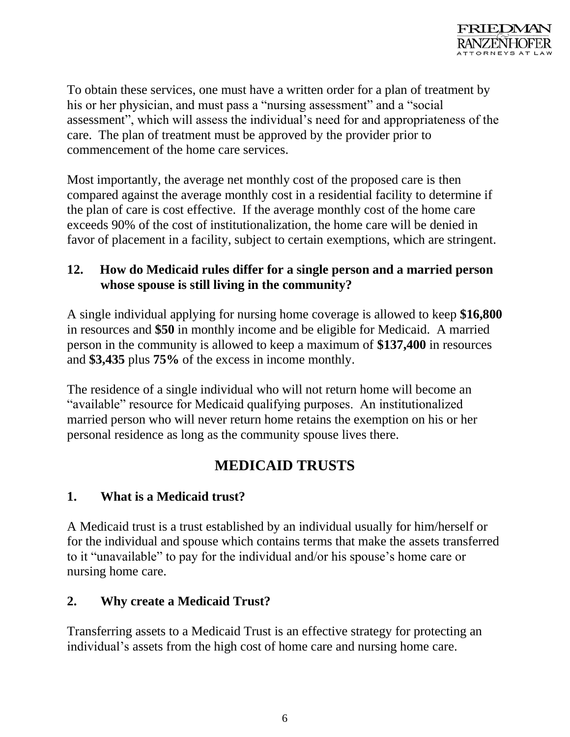To obtain these services, one must have a written order for a plan of treatment by his or her physician, and must pass a "nursing assessment" and a "social assessment", which will assess the individual's need for and appropriateness of the care. The plan of treatment must be approved by the provider prior to commencement of the home care services.

Most importantly, the average net monthly cost of the proposed care is then compared against the average monthly cost in a residential facility to determine if the plan of care is cost effective. If the average monthly cost of the home care exceeds 90% of the cost of institutionalization, the home care will be denied in favor of placement in a facility, subject to certain exemptions, which are stringent.

### 12. How do Medicaid rules differ for a single person and a married person whose spouse is still living in the community?

A single individual applying for nursing home coverage is allowed to keep **$16,800** in resources and **$50** in monthly income and be eligible for Medicaid. A married person in the community is allowed to keep a maximum of **$137,400** in resources and **$3,435** plus **75%** of the excess in income monthly.

The residence of a single individual who will not return home will become an "available" resource for Medicaid qualifying purposes. An institutionalized married person who will never return home retains the exemption on his or her personal residence as long as the community spouse lives there.

## MEDICAID TRUSTS

### 1. What is a Medicaid trust?

A Medicaid trust is a trust established by an individual usually for him/herself or for the individual and spouse which contains terms that make the assets transferred to it "unavailable" to pay for the individual and/or his spouse's home care or nursing home care.

### 2. Why create a Medicaid Trust?

Transferring assets to a Medicaid Trust is an effective strategy for protecting an individual's assets from the high cost of home care and nursing home care.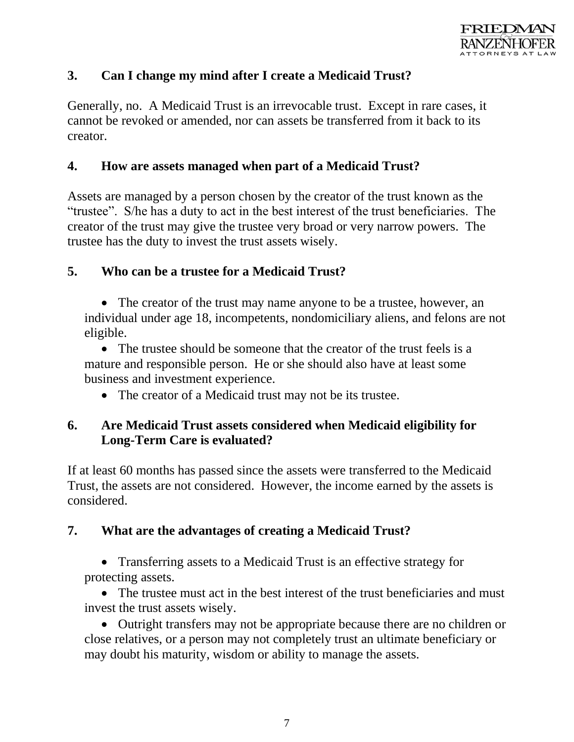### 3. Can I change my mind after I create a Medicaid Trust?

Generally, no. A Medicaid Trust is an irrevocable trust. Except in rare cases, it cannot be revoked or amended, nor can assets be transferred from it back to its creator.

### 4. How are assets managed when part of a Medicaid Trust?

Assets are managed by a person chosen by the creator of the trust known as the "trustee". S/he has a duty to act in the best interest of the trust beneficiaries. The creator of the trust may give the trustee very broad or very narrow powers. The trustee has the duty to invest the trust assets wisely.

### 5. Who can be a trustee for a Medicaid Trust?

- The creator of the trust may name anyone to be a trustee, however, an individual under age 18, incompetents, nondomiciliary aliens, and felons are not eligible.
- The trustee should be someone that the creator of the trust feels is a mature and responsible person. He or she should also have at least some business and investment experience.
- The creator of a Medicaid trust may not be its trustee.

### 6. Are Medicaid Trust assets considered when Medicaid eligibility for Long-Term Care is evaluated?

If at least 60 months has passed since the assets were transferred to the Medicaid Trust, the assets are not considered. However, the income earned by the assets is considered.

### 7. What are the advantages of creating a Medicaid Trust?

- Transferring assets to a Medicaid Trust is an effective strategy for protecting assets.
- The trustee must act in the best interest of the trust beneficiaries and must invest the trust assets wisely.
- Outright transfers may not be appropriate because there are no children or close relatives, or a person may not completely trust an ultimate beneficiary or may doubt his maturity, wisdom or ability to manage the assets.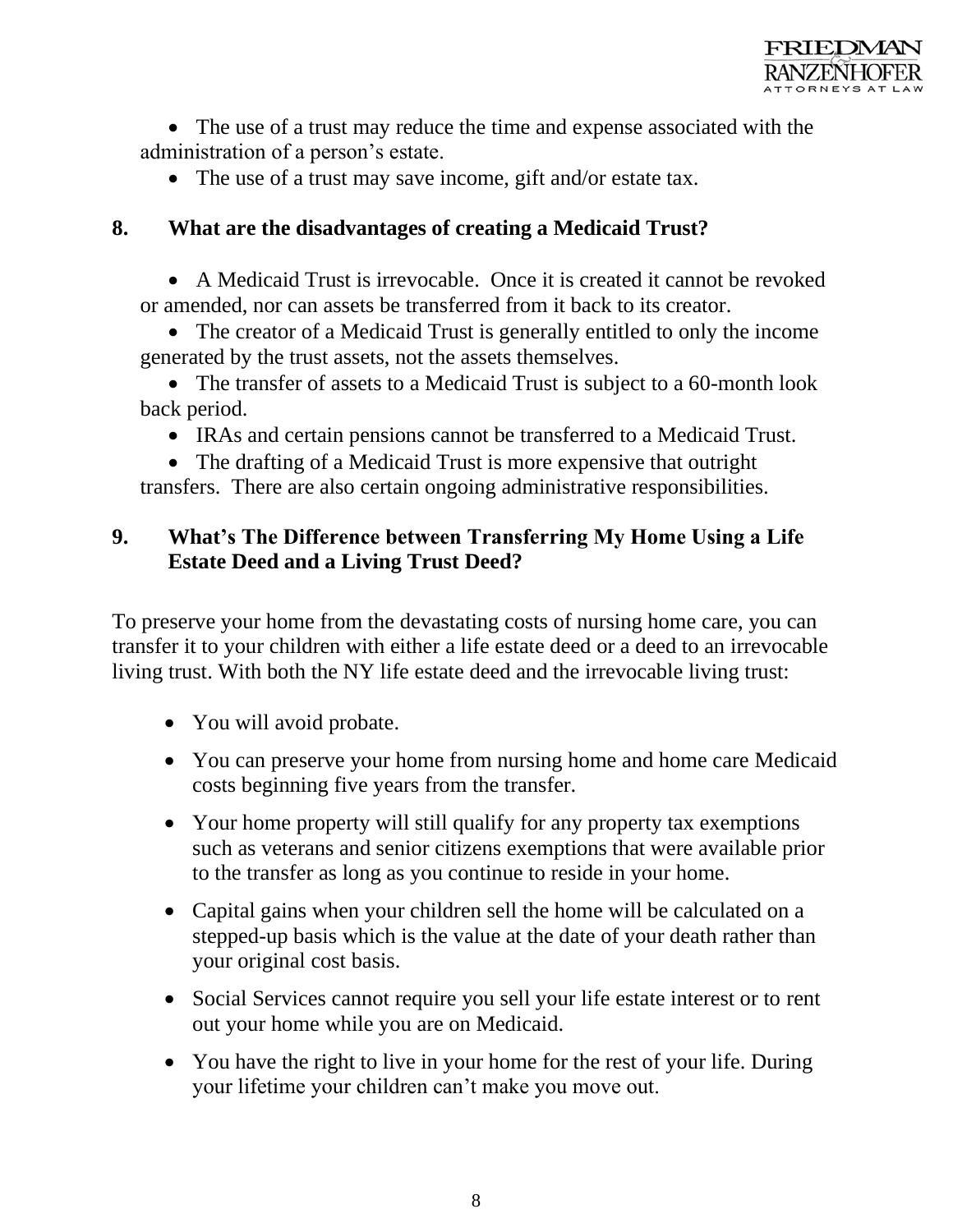- The use of a trust may reduce the time and expense associated with the administration of a person's estate.
- The use of a trust may save income, gift and/or estate tax.

## 8. What are the disadvantages of creating a Medicaid Trust?

- A Medicaid Trust is irrevocable. Once it is created it cannot be revoked or amended, nor can assets be transferred from it back to its creator.
- The creator of a Medicaid Trust is generally entitled to only the income generated by the trust assets, not the assets themselves.
- The transfer of assets to a Medicaid Trust is subject to a 60-month look back period.
- IRAs and certain pensions cannot be transferred to a Medicaid Trust.
- The drafting of a Medicaid Trust is more expensive that outright transfers. There are also certain ongoing administrative responsibilities.

## 9. What's The Difference between Transferring My Home Using a Life Estate Deed and a Living Trust Deed?

To preserve your home from the devastating costs of nursing home care, you can transfer it to your children with either a life estate deed or a deed to an irrevocable living trust. With both the NY life estate deed and the irrevocable living trust:

- You will avoid probate.
- You can preserve your home from nursing home and home care Medicaid costs beginning five years from the transfer.
- Your home property will still qualify for any property tax exemptions such as veterans and senior citizens exemptions that were available prior to the transfer as long as you continue to reside in your home.
- Capital gains when your children sell the home will be calculated on a stepped-up basis which is the value at the date of your death rather than your original cost basis.
- Social Services cannot require you sell your life estate interest or to rent out your home while you are on Medicaid.
- You have the right to live in your home for the rest of your life. During your lifetime your children can't make you move out.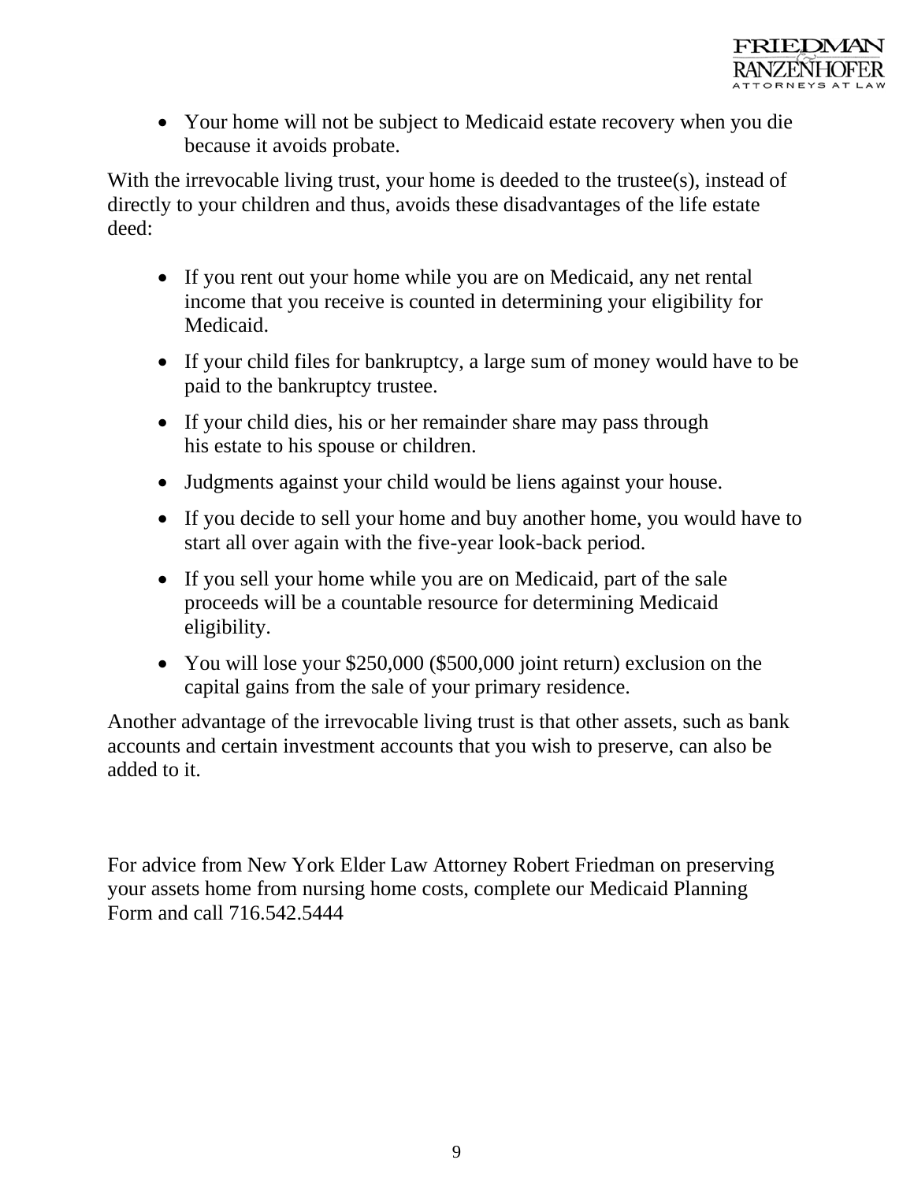- Your home will not be subject to Medicaid estate recovery when you die because it avoids probate.

With the irrevocable living trust, your home is deeded to the trustee(s), instead of directly to your children and thus, avoids these disadvantages of the life estate deed:

- If you rent out your home while you are on Medicaid, any net rental income that you receive is counted in determining your eligibility for Medicaid.
- If your child files for bankruptcy, a large sum of money would have to be paid to the bankruptcy trustee.
- If your child dies, his or her remainder share may pass through his estate to his spouse or children.
- Judgments against your child would be liens against your house.
- If you decide to sell your home and buy another home, you would have to start all over again with the five-year look-back period.
- If you sell your home while you are on Medicaid, part of the sale proceeds will be a countable resource for determining Medicaid eligibility.
- You will lose your $250,000 ($500,000 joint return) exclusion on the capital gains from the sale of your primary residence.

Another advantage of the irrevocable living trust is that other assets, such as bank accounts and certain investment accounts that you wish to preserve, can also be added to it.

For advice from New York Elder Law Attorney Robert Friedman on preserving your assets home from nursing home costs, complete our Medicaid Planning Form and call 716.542.5444